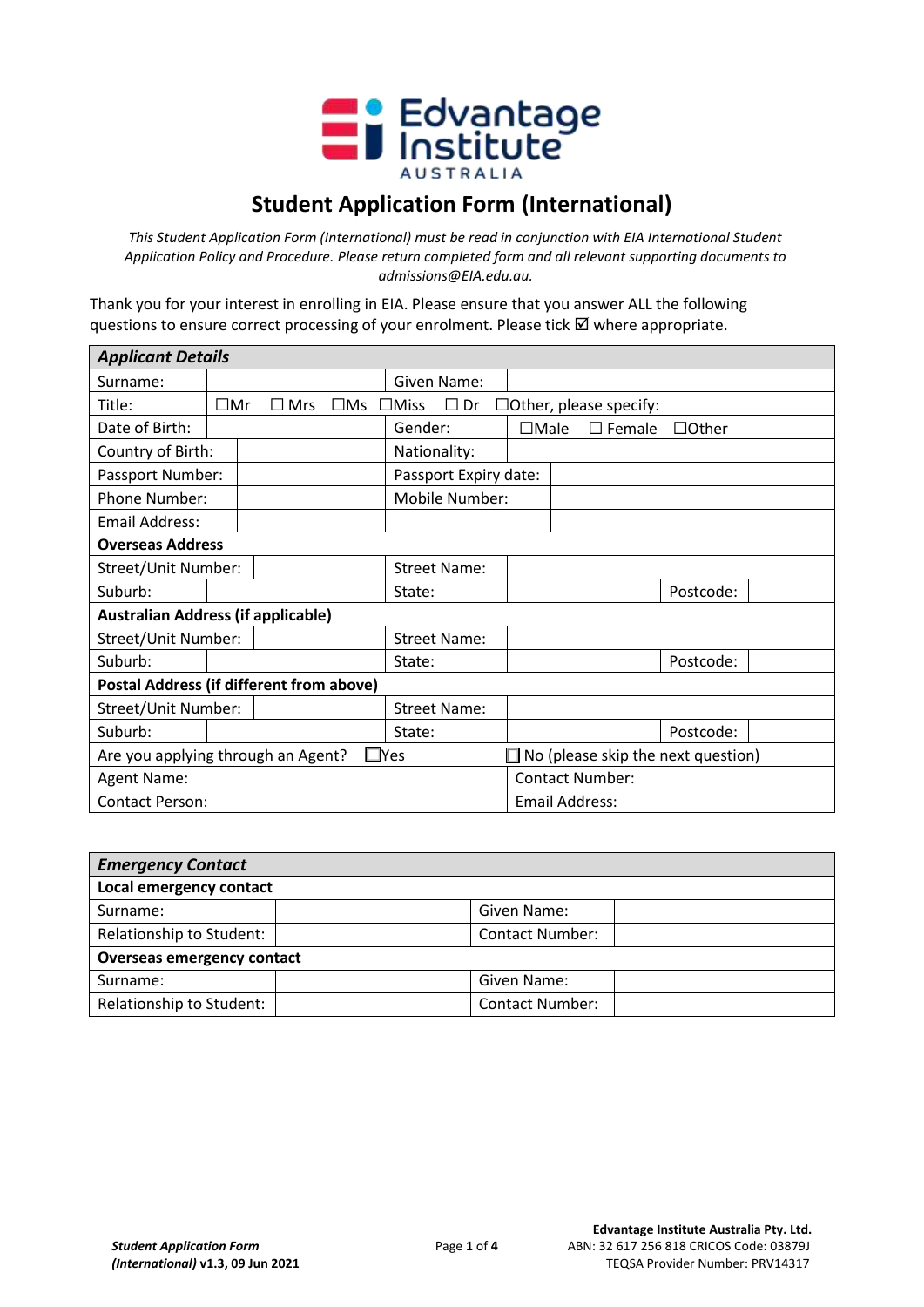# Student Application Form (International)

*This Student Application Form (International) must be read in conjunction with EIA International Student Application Policy and Procedure. Please return completed form and all relevant supporting documents to admissions@EIA.edu.au.*

Thank you for your interest in enrolling in EIA. Please ensure that you answer ALL the following questions to ensure correct processing of your enrolment. Please tick ☑ where appropriate.

| ***Applicant Details*** | | | |
|---|---|---|---|
| Surname: | | Given Name: | |
| Title: | ☐Mr ☐ Mrs ☐Ms ☐Miss ☐ Dr ☐Other, please specify: | | |
| Date of Birth: | | Gender: | ☐Male ☐ Female ☐Other |
| Country of Birth: | | Nationality: | |
| Passport Number: | | Passport Expiry date: | |
| Phone Number: | | Mobile Number: | |
| Email Address: | | | |
| **Overseas Address** | | | |
| Street/Unit Number: | | Street Name: | |
| Suburb: | | State: | Postcode: |
| **Australian Address (if applicable)** | | | |
| Street/Unit Number: | | Street Name: | |
| Suburb: | | State: | Postcode: |
| **Postal Address (if different from above)** | | | |
| Street/Unit Number: | | Street Name: | |
| Suburb: | | State: | Postcode: |
| Are you applying through an Agent? ☐Yes | | ☐ No (please skip the next question) | |
| Agent Name: | | Contact Number: | |
| Contact Person: | | Email Address: | |

| ***Emergency Contact*** | | | |
|---|---|---|---|
| **Local emergency contact** | | | |
| Surname: | | Given Name: | |
| Relationship to Student: | | Contact Number: | |
| **Overseas emergency contact** | | | |
| Surname: | | Given Name: | |
| Relationship to Student: | | Contact Number: | |

***Student Application Form (International)*** **v1.3, 09 Jun 2021**

**Edvantage Institute Australia Pty. Ltd.**
ABN: 32 617 256 818 CRICOS Code: 03879J
TEQSA Provider Number: PRV14317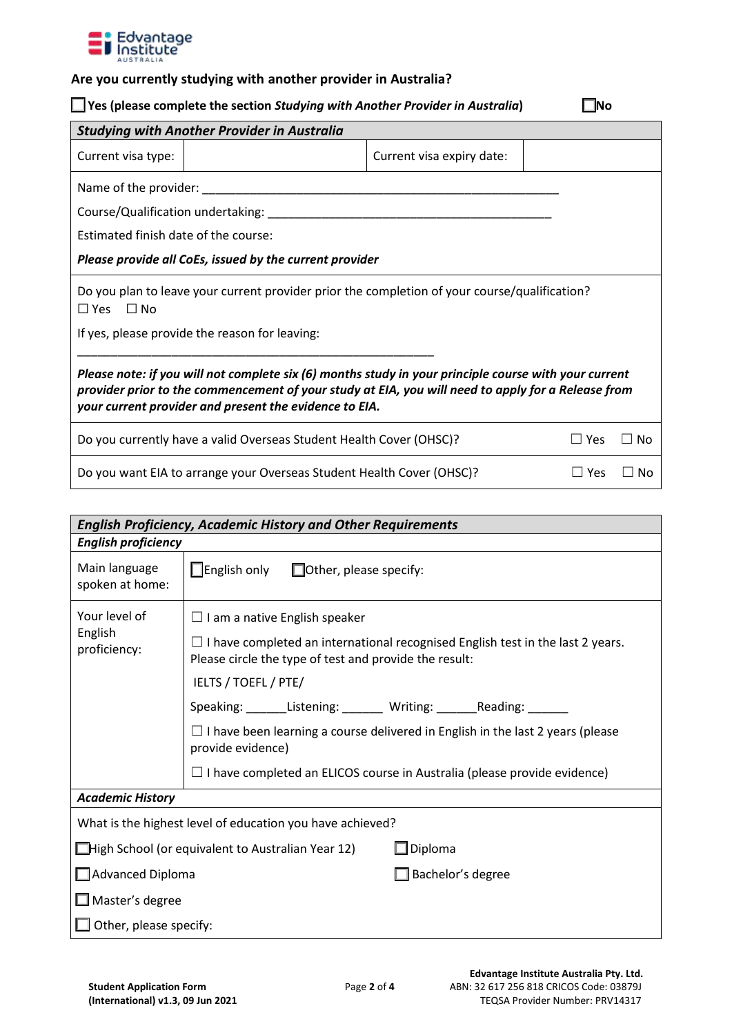**Are you currently studying with another provider in Australia?**

☐ **Yes (please complete the section *Studying with Another Provider in Australia*)** ☐ **No**

| ***Studying with Another Provider in Australia*** | | | |
|---|---|---|---|
| Current visa type: | | Current visa expiry date: | |

Name of the provider: ____________________________________________________

Course/Qualification undertaking: ________________________________________

Estimated finish date of the course:

***Please provide all CoEs, issued by the current provider***

Do you plan to leave your current provider prior the completion of your course/qualification?
☐ Yes ☐ No

If yes, please provide the reason for leaving:

____________________________________________________

***Please note: if you will not complete six (6) months study in your principle course with your current provider prior to the commencement of your study at EIA, you will need to apply for a Release from your current provider and present the evidence to EIA.***

| | |
|---|---|
| Do you currently have a valid Overseas Student Health Cover (OHSC)? | ☐ Yes ☐ No |
| Do you want EIA to arrange your Overseas Student Health Cover (OHSC)? | ☐ Yes ☐ No |

| ***English Proficiency, Academic History and Other Requirements*** | |
|---|---|
| ***English proficiency*** | |
| Main language spoken at home: | ☐ English only ☐ Other, please specify: |
| Your level of English proficiency: | ☐ I am a native English speaker<br>☐ I have completed an international recognised English test in the last 2 years. Please circle the type of test and provide the result:<br>IELTS / TOEFL / PTE/<br>Speaking: ______Listening: ______ Writing: ______Reading: ______<br>☐ I have been learning a course delivered in English in the last 2 years (please provide evidence)<br>☐ I have completed an ELICOS course in Australia (please provide evidence) |
| ***Academic History*** | |

What is the highest level of education you have achieved?

☐ High School (or equivalent to Australian Year 12)

☐ Diploma

☐ Advanced Diploma

☐ Bachelor's degree

☐ Master's degree

☐ Other, please specify: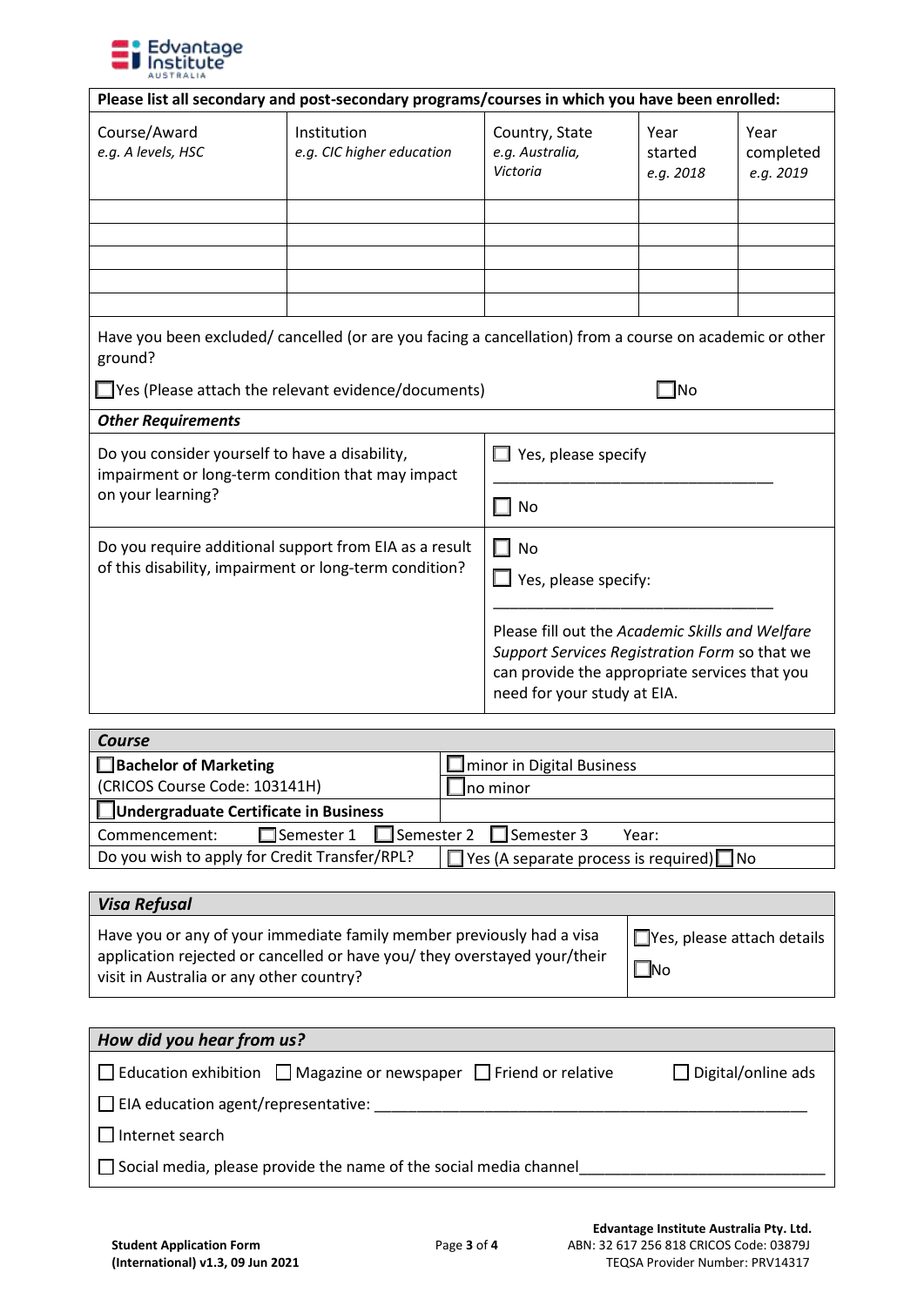**Please list all secondary and post-secondary programs/courses in which you have been enrolled:**

| Course/Award *e.g. A levels, HSC* | Institution *e.g. CIC higher education* | Country, State *e.g. Australia, Victoria* | Year started *e.g. 2018* | Year completed *e.g. 2019* |
|---|---|---|---|---|
| | | | | |
| | | | | |
| | | | | |
| | | | | |
| | | | | |

Have you been excluded/ cancelled (or are you facing a cancellation) from a course on academic or other ground?

☐ Yes (Please attach the relevant evidence/documents) ☐ No

***Other Requirements***

| | |
|---|---|
| Do you consider yourself to have a disability, impairment or long-term condition that may impact on your learning? | ☐ Yes, please specify ______________________________ ☐ No |
| Do you require additional support from EIA as a result of this disability, impairment or long-term condition? | ☐ No ☐ Yes, please specify: ______________________________ Please fill out the *Academic Skills and Welfare Support Services Registration Form* so that we can provide the appropriate services that you need for your study at EIA. |

***Course***

| | |
|---|---|
| ☐ **Bachelor of Marketing** | ☐ minor in Digital Business |
| (CRICOS Course Code: 103141H) | ☐ no minor |
| ☐ **Undergraduate Certificate in Business** | |
| Commencement: ☐ Semester 1 ☐ Semester 2 ☐ Semester 3 Year: | |
| Do you wish to apply for Credit Transfer/RPL? | ☐ Yes (A separate process is required) ☐ No |

***Visa Refusal***

| | |
|---|---|
| Have you or any of your immediate family member previously had a visa application rejected or cancelled or have you/ they overstayed your/their visit in Australia or any other country? | ☐ Yes, please attach details ☐ No |

***How did you hear from us?***

☐ Education exhibition ☐ Magazine or newspaper ☐ Friend or relative ☐ Digital/online ads

☐ EIA education agent/representative: ______________________________

☐ Internet search

☐ Social media, please provide the name of the social media channel______________________________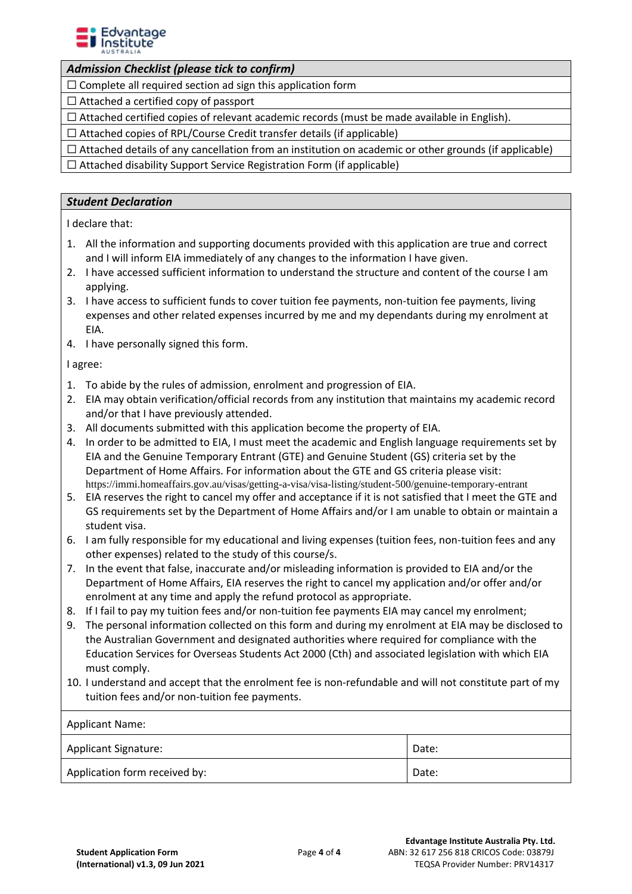| ***Admission Checklist (please tick to confirm)*** |
| --- |
| ☐ Complete all required section ad sign this application form |
| ☐ Attached a certified copy of passport |
| ☐ Attached certified copies of relevant academic records (must be made available in English). |
| ☐ Attached copies of RPL/Course Credit transfer details (if applicable) |
| ☐ Attached details of any cancellation from an institution on academic or other grounds (if applicable) |
| ☐ Attached disability Support Service Registration Form (if applicable) |

### ***Student Declaration***

I declare that:

1. All the information and supporting documents provided with this application are true and correct and I will inform EIA immediately of any changes to the information I have given.
2. I have accessed sufficient information to understand the structure and content of the course I am applying.
3. I have access to sufficient funds to cover tuition fee payments, non-tuition fee payments, living expenses and other related expenses incurred by me and my dependants during my enrolment at EIA.
4. I have personally signed this form.

I agree:

1. To abide by the rules of admission, enrolment and progression of EIA.
2. EIA may obtain verification/official records from any institution that maintains my academic record and/or that I have previously attended.
3. All documents submitted with this application become the property of EIA.
4. In order to be admitted to EIA, I must meet the academic and English language requirements set by EIA and the Genuine Temporary Entrant (GTE) and Genuine Student (GS) criteria set by the Department of Home Affairs. For information about the GTE and GS criteria please visit: https://immi.homeaffairs.gov.au/visas/getting-a-visa/visa-listing/student-500/genuine-temporary-entrant
5. EIA reserves the right to cancel my offer and acceptance if it is not satisfied that I meet the GTE and GS requirements set by the Department of Home Affairs and/or I am unable to obtain or maintain a student visa.
6. I am fully responsible for my educational and living expenses (tuition fees, non-tuition fees and any other expenses) related to the study of this course/s.
7. In the event that false, inaccurate and/or misleading information is provided to EIA and/or the Department of Home Affairs, EIA reserves the right to cancel my application and/or offer and/or enrolment at any time and apply the refund protocol as appropriate.
8. If I fail to pay my tuition fees and/or non-tuition fee payments EIA may cancel my enrolment;
9. The personal information collected on this form and during my enrolment at EIA may be disclosed to the Australian Government and designated authorities where required for compliance with the Education Services for Overseas Students Act 2000 (Cth) and associated legislation with which EIA must comply.
10. I understand and accept that the enrolment fee is non-refundable and will not constitute part of my tuition fees and/or non-tuition fee payments.

| | |
| --- | --- |
| Applicant Name: | |
| Applicant Signature: | Date: |
| Application form received by: | Date: |

**Student Application Form (International) v1.3, 09 Jun 2021**

**Edvantage Institute Australia Pty. Ltd.**
ABN: 32 617 256 818 CRICOS Code: 03879J
TEQSA Provider Number: PRV14317